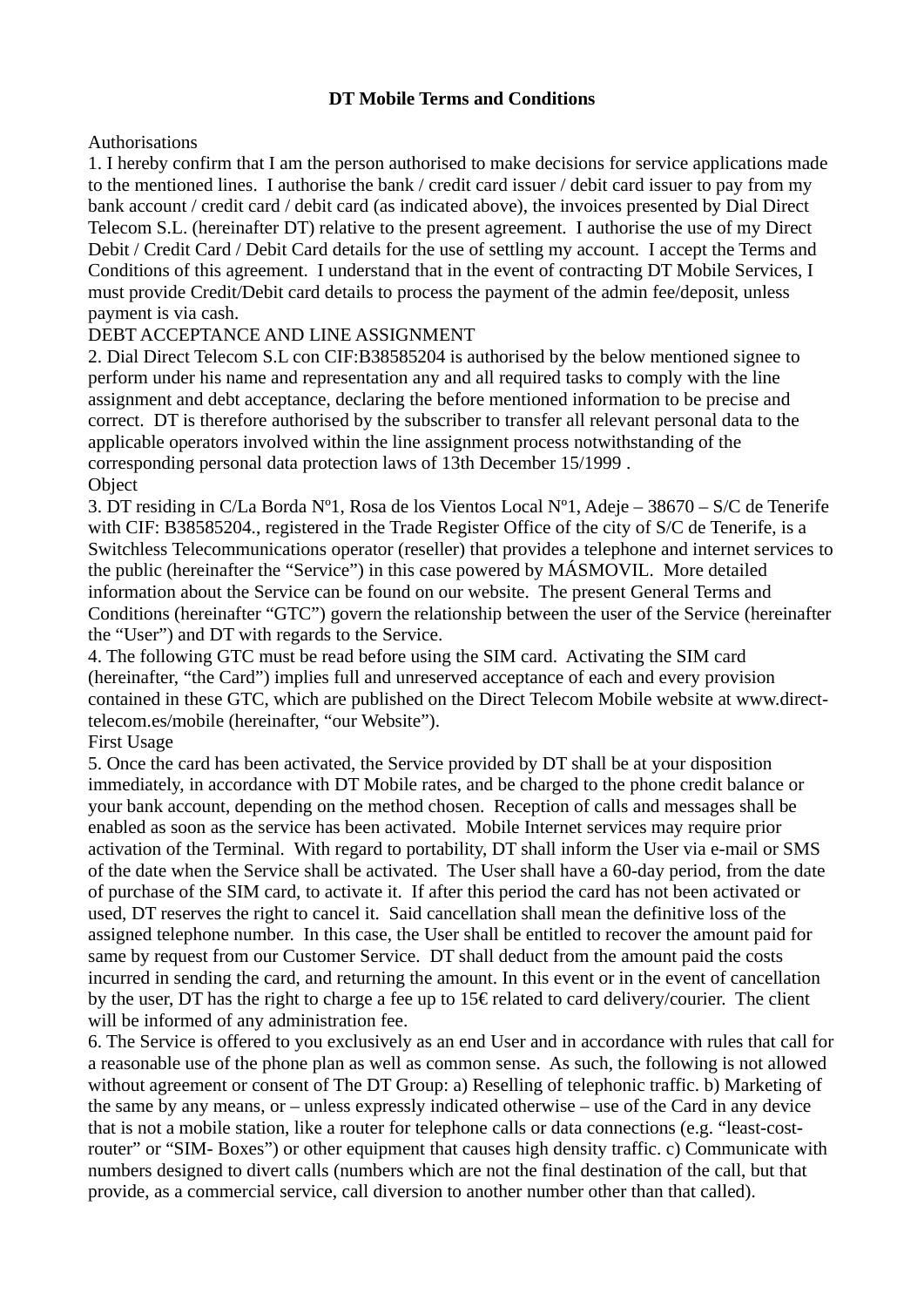# DT Mobile Terms and Conditions

Authorisations

1. I hereby confirm that I am the person authorised to make decisions for service applications made to the mentioned lines. I authorise the bank / credit card issuer / debit card issuer to pay from my bank account / credit card / debit card (as indicated above), the invoices presented by Dial Direct Telecom S.L. (hereinafter DT) relative to the present agreement. I authorise the use of my Direct Debit / Credit Card / Debit Card details for the use of settling my account. I accept the Terms and Conditions of this agreement. I understand that in the event of contracting DT Mobile Services, I must provide Credit/Debit card details to process the payment of the admin fee/deposit, unless payment is via cash.

DEBT ACCEPTANCE AND LINE ASSIGNMENT

2. Dial Direct Telecom S.L con CIF:B38585204 is authorised by the below mentioned signee to perform under his name and representation any and all required tasks to comply with the line assignment and debt acceptance, declaring the before mentioned information to be precise and correct. DT is therefore authorised by the subscriber to transfer all relevant personal data to the applicable operators involved within the line assignment process notwithstanding of the corresponding personal data protection laws of 13th December 15/1999 .

Object

3. DT residing in C/La Borda Nº1, Rosa de los Vientos Local Nº1, Adeje – 38670 – S/C de Tenerife with CIF: B38585204., registered in the Trade Register Office of the city of S/C de Tenerife, is a Switchless Telecommunications operator (reseller) that provides a telephone and internet services to the public (hereinafter the "Service") in this case powered by MÁSMOVIL. More detailed information about the Service can be found on our website. The present General Terms and Conditions (hereinafter "GTC") govern the relationship between the user of the Service (hereinafter the "User") and DT with regards to the Service.

4. The following GTC must be read before using the SIM card. Activating the SIM card (hereinafter, "the Card") implies full and unreserved acceptance of each and every provision contained in these GTC, which are published on the Direct Telecom Mobile website at www.direct-telecom.es/mobile (hereinafter, "our Website").

First Usage

5. Once the card has been activated, the Service provided by DT shall be at your disposition immediately, in accordance with DT Mobile rates, and be charged to the phone credit balance or your bank account, depending on the method chosen. Reception of calls and messages shall be enabled as soon as the service has been activated. Mobile Internet services may require prior activation of the Terminal. With regard to portability, DT shall inform the User via e-mail or SMS of the date when the Service shall be activated. The User shall have a 60-day period, from the date of purchase of the SIM card, to activate it. If after this period the card has not been activated or used, DT reserves the right to cancel it. Said cancellation shall mean the definitive loss of the assigned telephone number. In this case, the User shall be entitled to recover the amount paid for same by request from our Customer Service. DT shall deduct from the amount paid the costs incurred in sending the card, and returning the amount. In this event or in the event of cancellation by the user, DT has the right to charge a fee up to 15€ related to card delivery/courier. The client will be informed of any administration fee.

6. The Service is offered to you exclusively as an end User and in accordance with rules that call for a reasonable use of the phone plan as well as common sense. As such, the following is not allowed without agreement or consent of The DT Group: a) Reselling of telephonic traffic. b) Marketing of the same by any means, or – unless expressly indicated otherwise – use of the Card in any device that is not a mobile station, like a router for telephone calls or data connections (e.g. "least-cost-router" or "SIM- Boxes") or other equipment that causes high density traffic. c) Communicate with numbers designed to divert calls (numbers which are not the final destination of the call, but that provide, as a commercial service, call diversion to another number other than that called).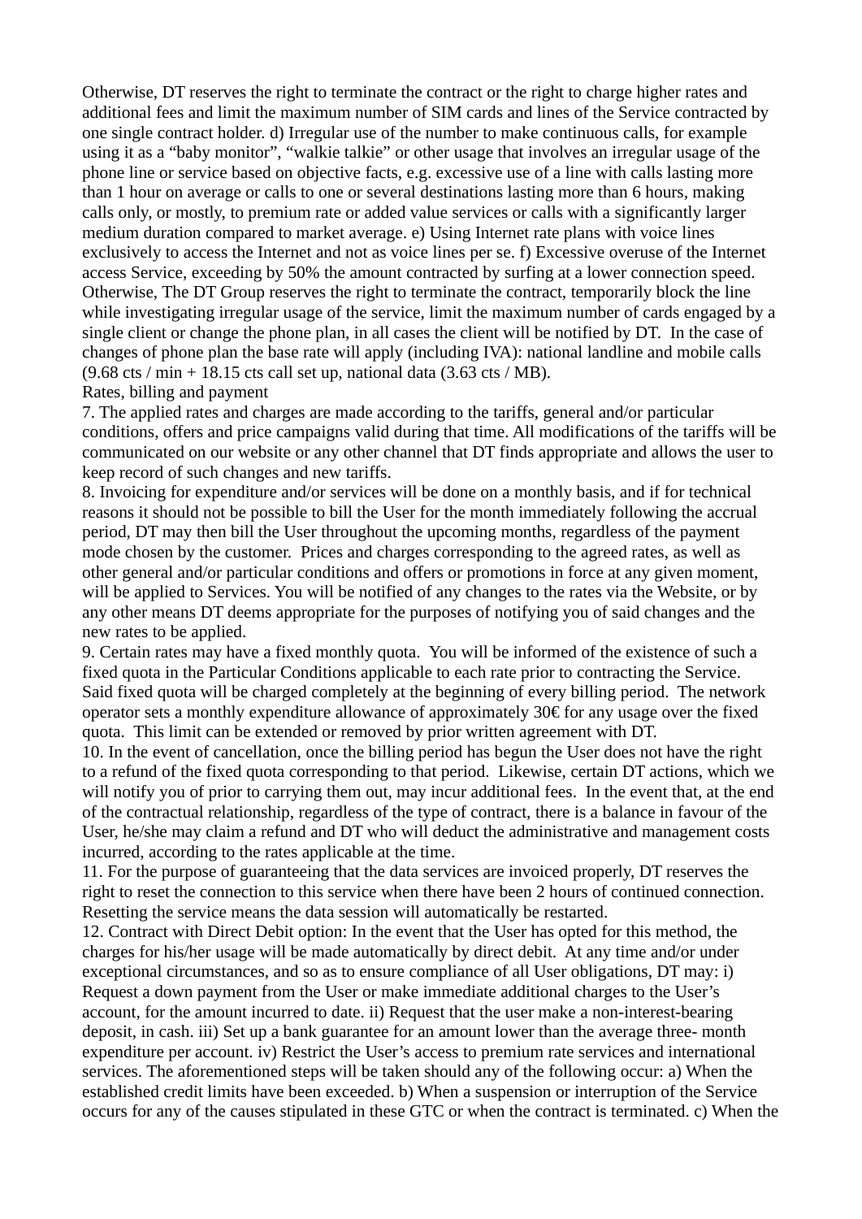Otherwise, DT reserves the right to terminate the contract or the right to charge higher rates and additional fees and limit the maximum number of SIM cards and lines of the Service contracted by one single contract holder. d) Irregular use of the number to make continuous calls, for example using it as a "baby monitor", "walkie talkie" or other usage that involves an irregular usage of the phone line or service based on objective facts, e.g. excessive use of a line with calls lasting more than 1 hour on average or calls to one or several destinations lasting more than 6 hours, making calls only, or mostly, to premium rate or added value services or calls with a significantly larger medium duration compared to market average. e) Using Internet rate plans with voice lines exclusively to access the Internet and not as voice lines per se. f) Excessive overuse of the Internet access Service, exceeding by 50% the amount contracted by surfing at a lower connection speed. Otherwise, The DT Group reserves the right to terminate the contract, temporarily block the line while investigating irregular usage of the service, limit the maximum number of cards engaged by a single client or change the phone plan, in all cases the client will be notified by DT. In the case of changes of phone plan the base rate will apply (including IVA): national landline and mobile calls (9.68 cts / min + 18.15 cts call set up, national data (3.63 cts / MB).

Rates, billing and payment

7. The applied rates and charges are made according to the tariffs, general and/or particular conditions, offers and price campaigns valid during that time. All modifications of the tariffs will be communicated on our website or any other channel that DT finds appropriate and allows the user to keep record of such changes and new tariffs.

8. Invoicing for expenditure and/or services will be done on a monthly basis, and if for technical reasons it should not be possible to bill the User for the month immediately following the accrual period, DT may then bill the User throughout the upcoming months, regardless of the payment mode chosen by the customer. Prices and charges corresponding to the agreed rates, as well as other general and/or particular conditions and offers or promotions in force at any given moment, will be applied to Services. You will be notified of any changes to the rates via the Website, or by any other means DT deems appropriate for the purposes of notifying you of said changes and the new rates to be applied.

9. Certain rates may have a fixed monthly quota. You will be informed of the existence of such a fixed quota in the Particular Conditions applicable to each rate prior to contracting the Service. Said fixed quota will be charged completely at the beginning of every billing period. The network operator sets a monthly expenditure allowance of approximately 30€ for any usage over the fixed quota. This limit can be extended or removed by prior written agreement with DT.

10. In the event of cancellation, once the billing period has begun the User does not have the right to a refund of the fixed quota corresponding to that period. Likewise, certain DT actions, which we will notify you of prior to carrying them out, may incur additional fees. In the event that, at the end of the contractual relationship, regardless of the type of contract, there is a balance in favour of the User, he/she may claim a refund and DT who will deduct the administrative and management costs incurred, according to the rates applicable at the time.

11. For the purpose of guaranteeing that the data services are invoiced properly, DT reserves the right to reset the connection to this service when there have been 2 hours of continued connection. Resetting the service means the data session will automatically be restarted.

12. Contract with Direct Debit option: In the event that the User has opted for this method, the charges for his/her usage will be made automatically by direct debit. At any time and/or under exceptional circumstances, and so as to ensure compliance of all User obligations, DT may: i) Request a down payment from the User or make immediate additional charges to the User's account, for the amount incurred to date. ii) Request that the user make a non-interest-bearing deposit, in cash. iii) Set up a bank guarantee for an amount lower than the average three- month expenditure per account. iv) Restrict the User's access to premium rate services and international services. The aforementioned steps will be taken should any of the following occur: a) When the established credit limits have been exceeded. b) When a suspension or interruption of the Service occurs for any of the causes stipulated in these GTC or when the contract is terminated. c) When the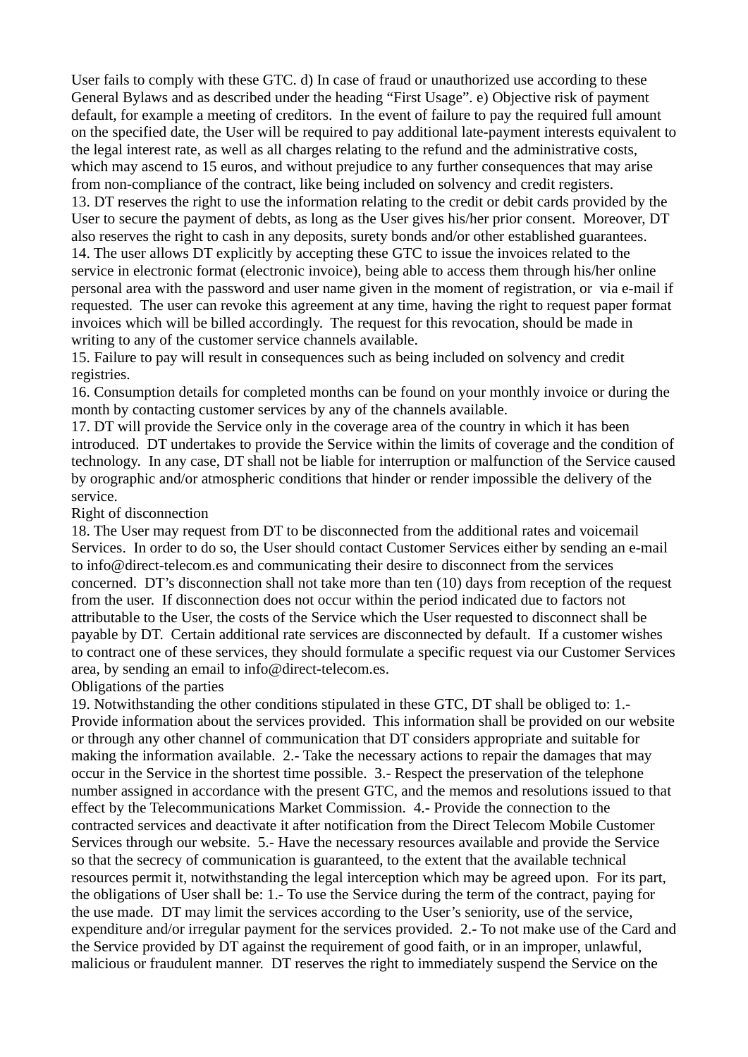User fails to comply with these GTC. d) In case of fraud or unauthorized use according to these General Bylaws and as described under the heading "First Usage". e) Objective risk of payment default, for example a meeting of creditors. In the event of failure to pay the required full amount on the specified date, the User will be required to pay additional late-payment interests equivalent to the legal interest rate, as well as all charges relating to the refund and the administrative costs, which may ascend to 15 euros, and without prejudice to any further consequences that may arise from non-compliance of the contract, like being included on solvency and credit registers.

13. DT reserves the right to use the information relating to the credit or debit cards provided by the User to secure the payment of debts, as long as the User gives his/her prior consent. Moreover, DT also reserves the right to cash in any deposits, surety bonds and/or other established guarantees.

14. The user allows DT explicitly by accepting these GTC to issue the invoices related to the service in electronic format (electronic invoice), being able to access them through his/her online personal area with the password and user name given in the moment of registration, or via e-mail if requested. The user can revoke this agreement at any time, having the right to request paper format invoices which will be billed accordingly. The request for this revocation, should be made in writing to any of the customer service channels available.

15. Failure to pay will result in consequences such as being included on solvency and credit registries.

16. Consumption details for completed months can be found on your monthly invoice or during the month by contacting customer services by any of the channels available.

17. DT will provide the Service only in the coverage area of the country in which it has been introduced. DT undertakes to provide the Service within the limits of coverage and the condition of technology. In any case, DT shall not be liable for interruption or malfunction of the Service caused by orographic and/or atmospheric conditions that hinder or render impossible the delivery of the service.

Right of disconnection

18. The User may request from DT to be disconnected from the additional rates and voicemail Services. In order to do so, the User should contact Customer Services either by sending an e-mail to info@direct-telecom.es and communicating their desire to disconnect from the services concerned. DT's disconnection shall not take more than ten (10) days from reception of the request from the user. If disconnection does not occur within the period indicated due to factors not attributable to the User, the costs of the Service which the User requested to disconnect shall be payable by DT. Certain additional rate services are disconnected by default. If a customer wishes to contract one of these services, they should formulate a specific request via our Customer Services area, by sending an email to info@direct-telecom.es.

Obligations of the parties

19. Notwithstanding the other conditions stipulated in these GTC, DT shall be obliged to: 1.- Provide information about the services provided. This information shall be provided on our website or through any other channel of communication that DT considers appropriate and suitable for making the information available. 2.- Take the necessary actions to repair the damages that may occur in the Service in the shortest time possible. 3.- Respect the preservation of the telephone number assigned in accordance with the present GTC, and the memos and resolutions issued to that effect by the Telecommunications Market Commission. 4.- Provide the connection to the contracted services and deactivate it after notification from the Direct Telecom Mobile Customer Services through our website. 5.- Have the necessary resources available and provide the Service so that the secrecy of communication is guaranteed, to the extent that the available technical resources permit it, notwithstanding the legal interception which may be agreed upon. For its part, the obligations of User shall be: 1.- To use the Service during the term of the contract, paying for the use made. DT may limit the services according to the User's seniority, use of the service, expenditure and/or irregular payment for the services provided. 2.- To not make use of the Card and the Service provided by DT against the requirement of good faith, or in an improper, unlawful, malicious or fraudulent manner. DT reserves the right to immediately suspend the Service on the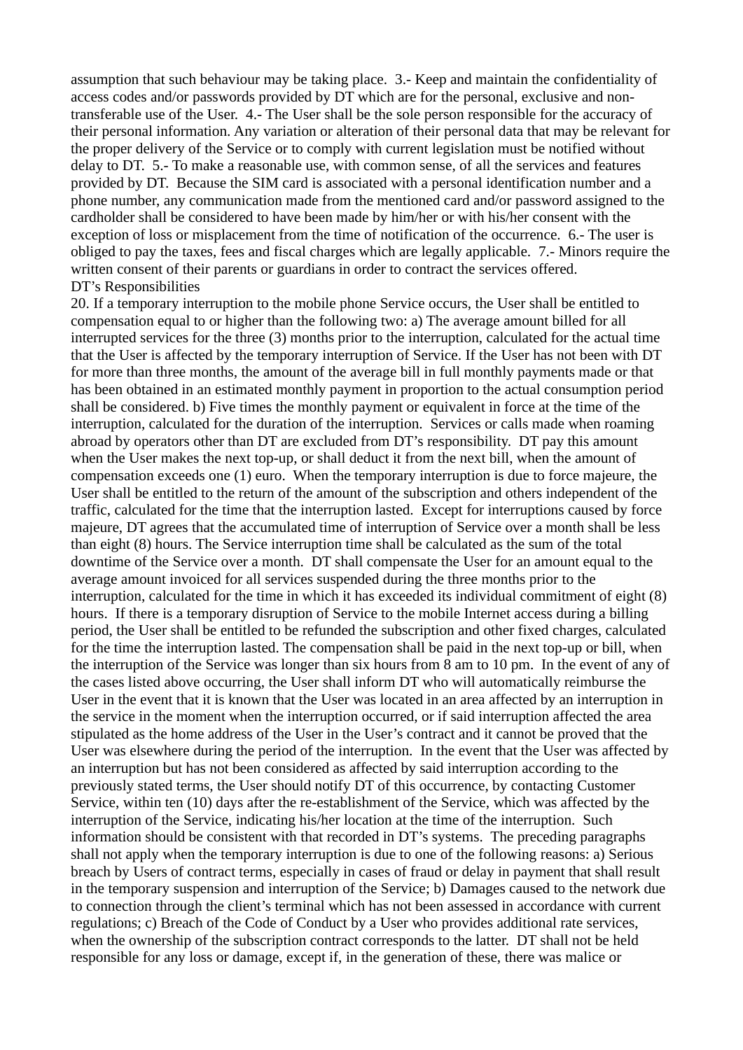assumption that such behaviour may be taking place.  3.- Keep and maintain the confidentiality of access codes and/or passwords provided by DT which are for the personal, exclusive and non-transferable use of the User.  4.- The User shall be the sole person responsible for the accuracy of their personal information. Any variation or alteration of their personal data that may be relevant for the proper delivery of the Service or to comply with current legislation must be notified without delay to DT.  5.- To make a reasonable use, with common sense, of all the services and features provided by DT.  Because the SIM card is associated with a personal identification number and a phone number, any communication made from the mentioned card and/or password assigned to the cardholder shall be considered to have been made by him/her or with his/her consent with the exception of loss or misplacement from the time of notification of the occurrence.  6.- The user is obliged to pay the taxes, fees and fiscal charges which are legally applicable.  7.- Minors require the written consent of their parents or guardians in order to contract the services offered.

DT's Responsibilities

20. If a temporary interruption to the mobile phone Service occurs, the User shall be entitled to compensation equal to or higher than the following two: a) The average amount billed for all interrupted services for the three (3) months prior to the interruption, calculated for the actual time that the User is affected by the temporary interruption of Service. If the User has not been with DT for more than three months, the amount of the average bill in full monthly payments made or that has been obtained in an estimated monthly payment in proportion to the actual consumption period shall be considered. b) Five times the monthly payment or equivalent in force at the time of the interruption, calculated for the duration of the interruption.  Services or calls made when roaming abroad by operators other than DT are excluded from DT's responsibility.  DT pay this amount when the User makes the next top-up, or shall deduct it from the next bill, when the amount of compensation exceeds one (1) euro.  When the temporary interruption is due to force majeure, the User shall be entitled to the return of the amount of the subscription and others independent of the traffic, calculated for the time that the interruption lasted.  Except for interruptions caused by force majeure, DT agrees that the accumulated time of interruption of Service over a month shall be less than eight (8) hours. The Service interruption time shall be calculated as the sum of the total downtime of the Service over a month.  DT shall compensate the User for an amount equal to the average amount invoiced for all services suspended during the three months prior to the interruption, calculated for the time in which it has exceeded its individual commitment of eight (8) hours.  If there is a temporary disruption of Service to the mobile Internet access during a billing period, the User shall be entitled to be refunded the subscription and other fixed charges, calculated for the time the interruption lasted. The compensation shall be paid in the next top-up or bill, when the interruption of the Service was longer than six hours from 8 am to 10 pm.  In the event of any of the cases listed above occurring, the User shall inform DT who will automatically reimburse the User in the event that it is known that the User was located in an area affected by an interruption in the service in the moment when the interruption occurred, or if said interruption affected the area stipulated as the home address of the User in the User's contract and it cannot be proved that the User was elsewhere during the period of the interruption.  In the event that the User was affected by an interruption but has not been considered as affected by said interruption according to the previously stated terms, the User should notify DT of this occurrence, by contacting Customer Service, within ten (10) days after the re-establishment of the Service, which was affected by the interruption of the Service, indicating his/her location at the time of the interruption.  Such information should be consistent with that recorded in DT's systems.  The preceding paragraphs shall not apply when the temporary interruption is due to one of the following reasons: a) Serious breach by Users of contract terms, especially in cases of fraud or delay in payment that shall result in the temporary suspension and interruption of the Service; b) Damages caused to the network due to connection through the client's terminal which has not been assessed in accordance with current regulations; c) Breach of the Code of Conduct by a User who provides additional rate services, when the ownership of the subscription contract corresponds to the latter.  DT shall not be held responsible for any loss or damage, except if, in the generation of these, there was malice or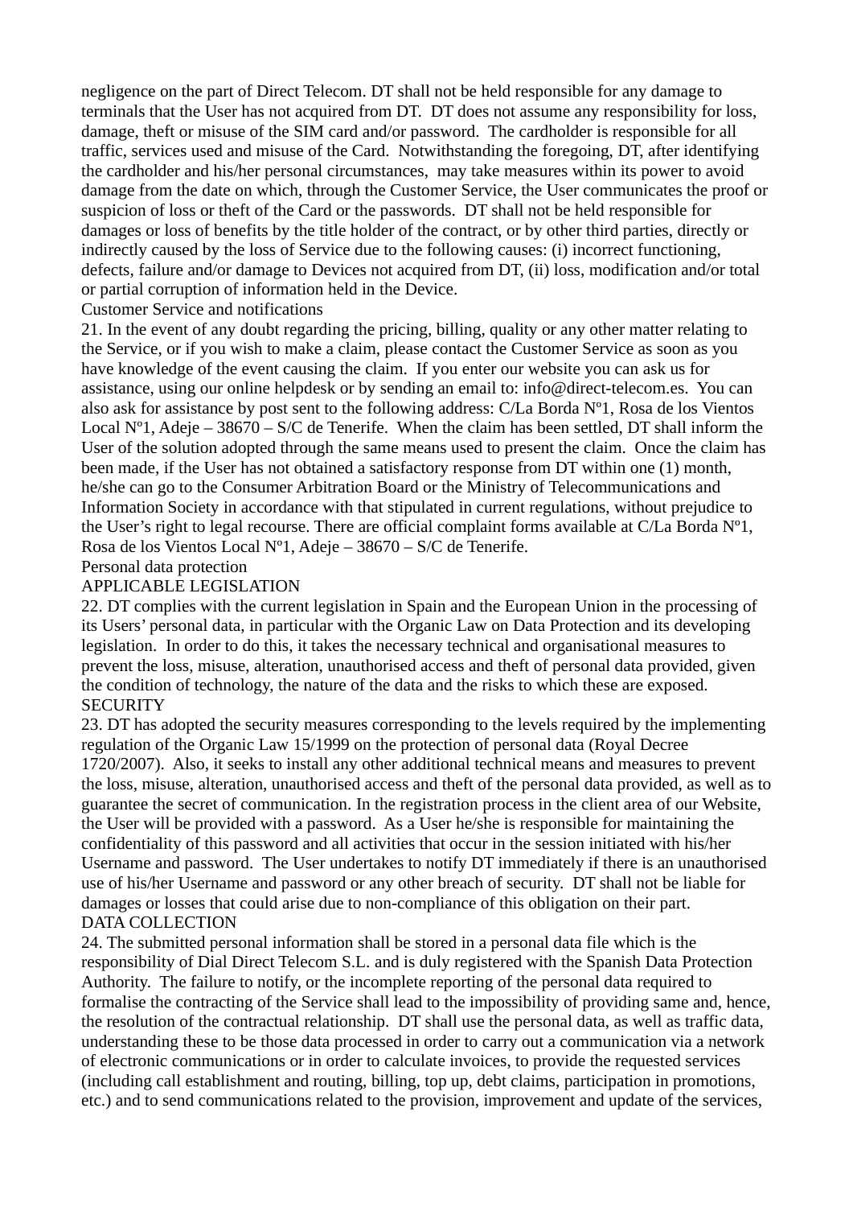negligence on the part of Direct Telecom. DT shall not be held responsible for any damage to terminals that the User has not acquired from DT. DT does not assume any responsibility for loss, damage, theft or misuse of the SIM card and/or password. The cardholder is responsible for all traffic, services used and misuse of the Card. Notwithstanding the foregoing, DT, after identifying the cardholder and his/her personal circumstances, may take measures within its power to avoid damage from the date on which, through the Customer Service, the User communicates the proof or suspicion of loss or theft of the Card or the passwords. DT shall not be held responsible for damages or loss of benefits by the title holder of the contract, or by other third parties, directly or indirectly caused by the loss of Service due to the following causes: (i) incorrect functioning, defects, failure and/or damage to Devices not acquired from DT, (ii) loss, modification and/or total or partial corruption of information held in the Device.

## Customer Service and notifications

21. In the event of any doubt regarding the pricing, billing, quality or any other matter relating to the Service, or if you wish to make a claim, please contact the Customer Service as soon as you have knowledge of the event causing the claim. If you enter our website you can ask us for assistance, using our online helpdesk or by sending an email to: info@direct-telecom.es. You can also ask for assistance by post sent to the following address: C/La Borda Nº1, Rosa de los Vientos Local Nº1, Adeje – 38670 – S/C de Tenerife. When the claim has been settled, DT shall inform the User of the solution adopted through the same means used to present the claim. Once the claim has been made, if the User has not obtained a satisfactory response from DT within one (1) month, he/she can go to the Consumer Arbitration Board or the Ministry of Telecommunications and Information Society in accordance with that stipulated in current regulations, without prejudice to the User's right to legal recourse. There are official complaint forms available at C/La Borda Nº1, Rosa de los Vientos Local Nº1, Adeje – 38670 – S/C de Tenerife.

## Personal data protection

### APPLICABLE LEGISLATION

22. DT complies with the current legislation in Spain and the European Union in the processing of its Users' personal data, in particular with the Organic Law on Data Protection and its developing legislation. In order to do this, it takes the necessary technical and organisational measures to prevent the loss, misuse, alteration, unauthorised access and theft of personal data provided, given the condition of technology, the nature of the data and the risks to which these are exposed.

### SECURITY

23. DT has adopted the security measures corresponding to the levels required by the implementing regulation of the Organic Law 15/1999 on the protection of personal data (Royal Decree 1720/2007). Also, it seeks to install any other additional technical means and measures to prevent the loss, misuse, alteration, unauthorised access and theft of the personal data provided, as well as to guarantee the secret of communication. In the registration process in the client area of our Website, the User will be provided with a password. As a User he/she is responsible for maintaining the confidentiality of this password and all activities that occur in the session initiated with his/her Username and password. The User undertakes to notify DT immediately if there is an unauthorised use of his/her Username and password or any other breach of security. DT shall not be liable for damages or losses that could arise due to non-compliance of this obligation on their part.

### DATA COLLECTION

24. The submitted personal information shall be stored in a personal data file which is the responsibility of Dial Direct Telecom S.L. and is duly registered with the Spanish Data Protection Authority. The failure to notify, or the incomplete reporting of the personal data required to formalise the contracting of the Service shall lead to the impossibility of providing same and, hence, the resolution of the contractual relationship. DT shall use the personal data, as well as traffic data, understanding these to be those data processed in order to carry out a communication via a network of electronic communications or in order to calculate invoices, to provide the requested services (including call establishment and routing, billing, top up, debt claims, participation in promotions, etc.) and to send communications related to the provision, improvement and update of the services,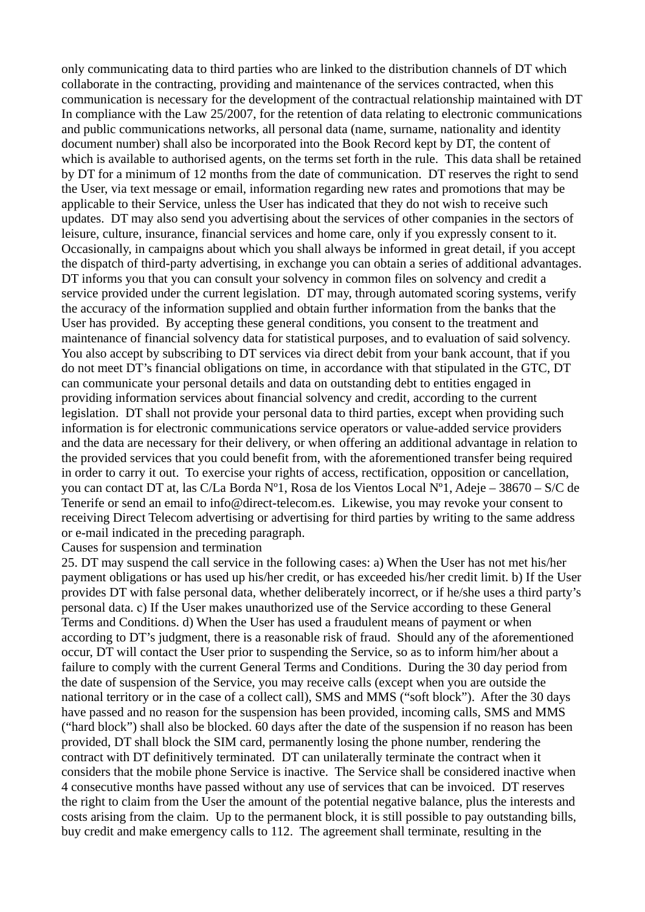only communicating data to third parties who are linked to the distribution channels of DT which collaborate in the contracting, providing and maintenance of the services contracted, when this communication is necessary for the development of the contractual relationship maintained with DT In compliance with the Law 25/2007, for the retention of data relating to electronic communications and public communications networks, all personal data (name, surname, nationality and identity document number) shall also be incorporated into the Book Record kept by DT, the content of which is available to authorised agents, on the terms set forth in the rule. This data shall be retained by DT for a minimum of 12 months from the date of communication. DT reserves the right to send the User, via text message or email, information regarding new rates and promotions that may be applicable to their Service, unless the User has indicated that they do not wish to receive such updates. DT may also send you advertising about the services of other companies in the sectors of leisure, culture, insurance, financial services and home care, only if you expressly consent to it. Occasionally, in campaigns about which you shall always be informed in great detail, if you accept the dispatch of third-party advertising, in exchange you can obtain a series of additional advantages. DT informs you that you can consult your solvency in common files on solvency and credit a service provided under the current legislation. DT may, through automated scoring systems, verify the accuracy of the information supplied and obtain further information from the banks that the User has provided. By accepting these general conditions, you consent to the treatment and maintenance of financial solvency data for statistical purposes, and to evaluation of said solvency. You also accept by subscribing to DT services via direct debit from your bank account, that if you do not meet DT's financial obligations on time, in accordance with that stipulated in the GTC, DT can communicate your personal details and data on outstanding debt to entities engaged in providing information services about financial solvency and credit, according to the current legislation. DT shall not provide your personal data to third parties, except when providing such information is for electronic communications service operators or value-added service providers and the data are necessary for their delivery, or when offering an additional advantage in relation to the provided services that you could benefit from, with the aforementioned transfer being required in order to carry it out. To exercise your rights of access, rectification, opposition or cancellation, you can contact DT at, las C/La Borda Nº1, Rosa de los Vientos Local Nº1, Adeje – 38670 – S/C de Tenerife or send an email to info@direct-telecom.es. Likewise, you may revoke your consent to receiving Direct Telecom advertising or advertising for third parties by writing to the same address or e-mail indicated in the preceding paragraph.

Causes for suspension and termination

25. DT may suspend the call service in the following cases: a) When the User has not met his/her payment obligations or has used up his/her credit, or has exceeded his/her credit limit. b) If the User provides DT with false personal data, whether deliberately incorrect, or if he/she uses a third party's personal data. c) If the User makes unauthorized use of the Service according to these General Terms and Conditions. d) When the User has used a fraudulent means of payment or when according to DT's judgment, there is a reasonable risk of fraud. Should any of the aforementioned occur, DT will contact the User prior to suspending the Service, so as to inform him/her about a failure to comply with the current General Terms and Conditions. During the 30 day period from the date of suspension of the Service, you may receive calls (except when you are outside the national territory or in the case of a collect call), SMS and MMS ("soft block"). After the 30 days have passed and no reason for the suspension has been provided, incoming calls, SMS and MMS ("hard block") shall also be blocked. 60 days after the date of the suspension if no reason has been provided, DT shall block the SIM card, permanently losing the phone number, rendering the contract with DT definitively terminated. DT can unilaterally terminate the contract when it considers that the mobile phone Service is inactive. The Service shall be considered inactive when 4 consecutive months have passed without any use of services that can be invoiced. DT reserves the right to claim from the User the amount of the potential negative balance, plus the interests and costs arising from the claim. Up to the permanent block, it is still possible to pay outstanding bills, buy credit and make emergency calls to 112. The agreement shall terminate, resulting in the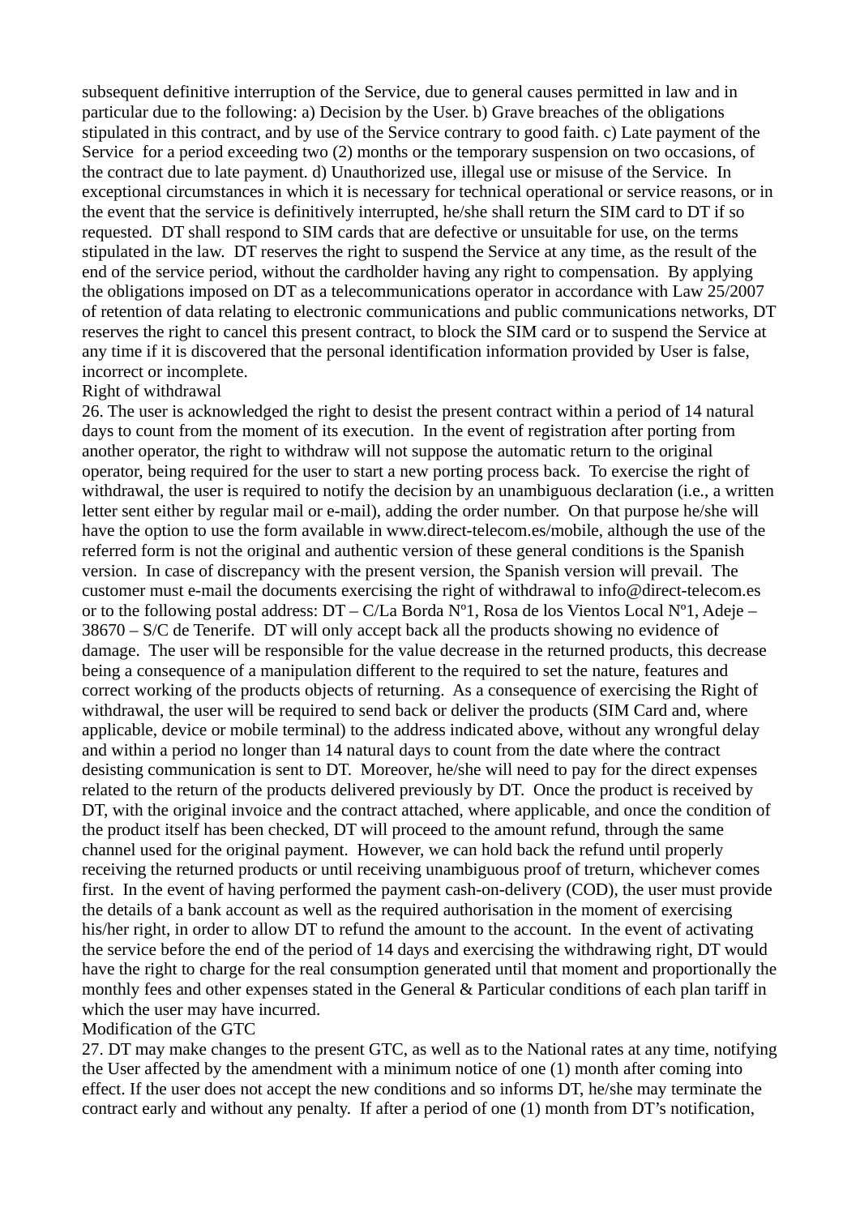subsequent definitive interruption of the Service, due to general causes permitted in law and in particular due to the following: a) Decision by the User. b) Grave breaches of the obligations stipulated in this contract, and by use of the Service contrary to good faith. c) Late payment of the Service  for a period exceeding two (2) months or the temporary suspension on two occasions, of the contract due to late payment. d) Unauthorized use, illegal use or misuse of the Service.  In exceptional circumstances in which it is necessary for technical operational or service reasons, or in the event that the service is definitively interrupted, he/she shall return the SIM card to DT if so requested.  DT shall respond to SIM cards that are defective or unsuitable for use, on the terms stipulated in the law.  DT reserves the right to suspend the Service at any time, as the result of the end of the service period, without the cardholder having any right to compensation.  By applying the obligations imposed on DT as a telecommunications operator in accordance with Law 25/2007 of retention of data relating to electronic communications and public communications networks, DT reserves the right to cancel this present contract, to block the SIM card or to suspend the Service at any time if it is discovered that the personal identification information provided by User is false, incorrect or incomplete.

Right of withdrawal

26. The user is acknowledged the right to desist the present contract within a period of 14 natural days to count from the moment of its execution.  In the event of registration after porting from another operator, the right to withdraw will not suppose the automatic return to the original operator, being required for the user to start a new porting process back.  To exercise the right of withdrawal, the user is required to notify the decision by an unambiguous declaration (i.e., a written letter sent either by regular mail or e-mail), adding the order number.  On that purpose he/she will have the option to use the form available in www.direct-telecom.es/mobile, although the use of the referred form is not the original and authentic version of these general conditions is the Spanish version.  In case of discrepancy with the present version, the Spanish version will prevail.  The customer must e-mail the documents exercising the right of withdrawal to info@direct-telecom.es or to the following postal address: DT – C/La Borda Nº1, Rosa de los Vientos Local Nº1, Adeje – 38670 – S/C de Tenerife.  DT will only accept back all the products showing no evidence of damage.  The user will be responsible for the value decrease in the returned products, this decrease being a consequence of a manipulation different to the required to set the nature, features and correct working of the products objects of returning.  As a consequence of exercising the Right of withdrawal, the user will be required to send back or deliver the products (SIM Card and, where applicable, device or mobile terminal) to the address indicated above, without any wrongful delay and within a period no longer than 14 natural days to count from the date where the contract desisting communication is sent to DT.  Moreover, he/she will need to pay for the direct expenses related to the return of the products delivered previously by DT.  Once the product is received by DT, with the original invoice and the contract attached, where applicable, and once the condition of the product itself has been checked, DT will proceed to the amount refund, through the same channel used for the original payment.  However, we can hold back the refund until properly receiving the returned products or until receiving unambiguous proof of treturn, whichever comes first.  In the event of having performed the payment cash-on-delivery (COD), the user must provide the details of a bank account as well as the required authorisation in the moment of exercising his/her right, in order to allow DT to refund the amount to the account.  In the event of activating the service before the end of the period of 14 days and exercising the withdrawing right, DT would have the right to charge for the real consumption generated until that moment and proportionally the monthly fees and other expenses stated in the General & Particular conditions of each plan tariff in which the user may have incurred.

Modification of the GTC

27. DT may make changes to the present GTC, as well as to the National rates at any time, notifying the User affected by the amendment with a minimum notice of one (1) month after coming into effect. If the user does not accept the new conditions and so informs DT, he/she may terminate the contract early and without any penalty.  If after a period of one (1) month from DT's notification,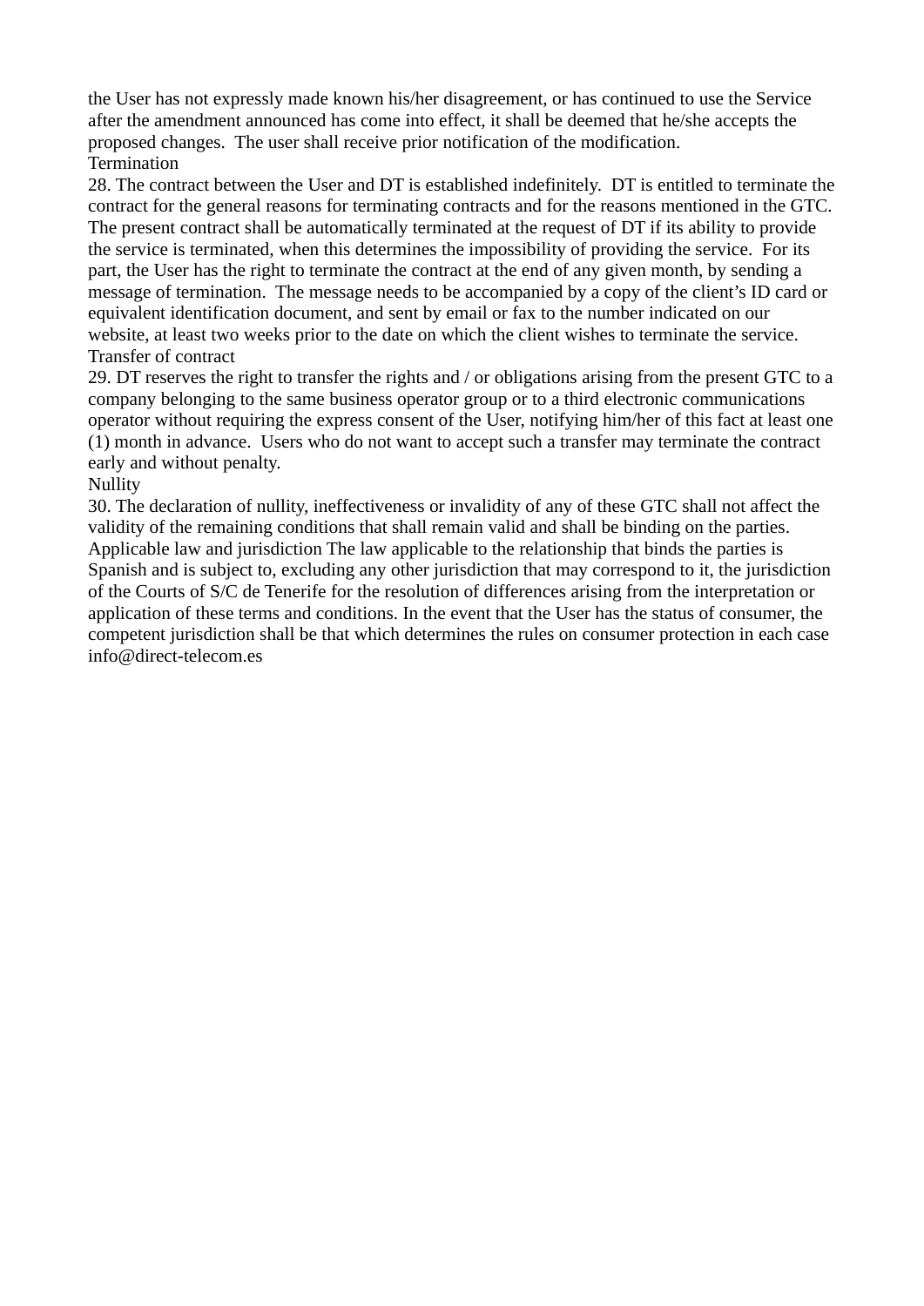the User has not expressly made known his/her disagreement, or has continued to use the Service after the amendment announced has come into effect, it shall be deemed that he/she accepts the proposed changes.  The user shall receive prior notification of the modification.

Termination

28. The contract between the User and DT is established indefinitely.  DT is entitled to terminate the contract for the general reasons for terminating contracts and for the reasons mentioned in the GTC.  The present contract shall be automatically terminated at the request of DT if its ability to provide the service is terminated, when this determines the impossibility of providing the service.  For its part, the User has the right to terminate the contract at the end of any given month, by sending a message of termination.  The message needs to be accompanied by a copy of the client's ID card or equivalent identification document, and sent by email or fax to the number indicated on our website, at least two weeks prior to the date on which the client wishes to terminate the service.

Transfer of contract

29. DT reserves the right to transfer the rights and / or obligations arising from the present GTC to a company belonging to the same business operator group or to a third electronic communications operator without requiring the express consent of the User, notifying him/her of this fact at least one (1) month in advance.  Users who do not want to accept such a transfer may terminate the contract early and without penalty.

Nullity

30. The declaration of nullity, ineffectiveness or invalidity of any of these GTC shall not affect the validity of the remaining conditions that shall remain valid and shall be binding on the parties.

Applicable law and jurisdiction The law applicable to the relationship that binds the parties is Spanish and is subject to, excluding any other jurisdiction that may correspond to it, the jurisdiction of the Courts of S/C de Tenerife for the resolution of differences arising from the interpretation or application of these terms and conditions. In the event that the User has the status of consumer, the competent jurisdiction shall be that which determines the rules on consumer protection in each case

info@direct-telecom.es